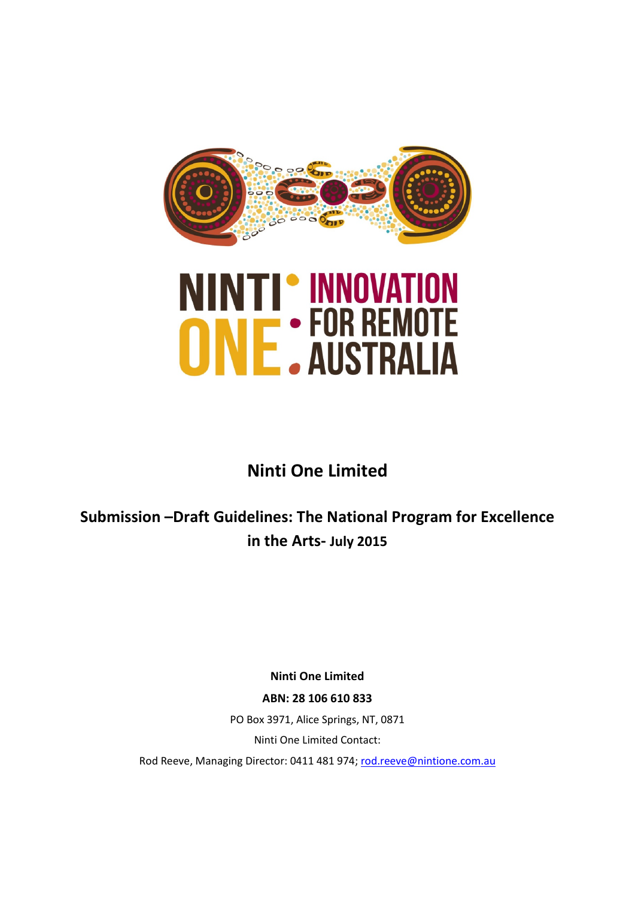NINTI ONE · INNOVATION FOR REMOTE AUSTRALIA

# Ninti One Limited

## Submission –Draft Guidelines: The National Program for Excellence in the Arts- July 2015

**Ninti One Limited**

**ABN: 28 106 610 833**

PO Box 3971, Alice Springs, NT, 0871

Ninti One Limited Contact:

Rod Reeve, Managing Director: 0411 481 974; rod.reeve@nintione.com.au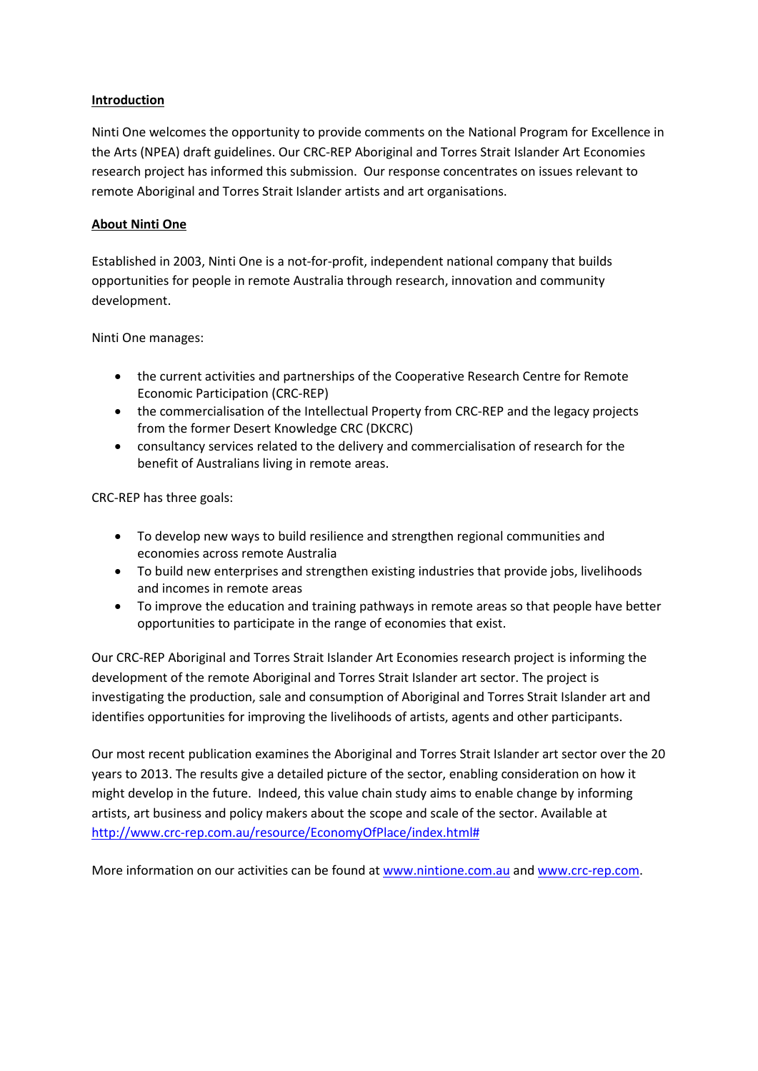**Introduction**

Ninti One welcomes the opportunity to provide comments on the National Program for Excellence in the Arts (NPEA) draft guidelines. Our CRC-REP Aboriginal and Torres Strait Islander Art Economies research project has informed this submission. Our response concentrates on issues relevant to remote Aboriginal and Torres Strait Islander artists and art organisations.

**About Ninti One**

Established in 2003, Ninti One is a not-for-profit, independent national company that builds opportunities for people in remote Australia through research, innovation and community development.

Ninti One manages:

- the current activities and partnerships of the Cooperative Research Centre for Remote Economic Participation (CRC-REP)
- the commercialisation of the Intellectual Property from CRC-REP and the legacy projects from the former Desert Knowledge CRC (DKCRC)
- consultancy services related to the delivery and commercialisation of research for the benefit of Australians living in remote areas.

CRC-REP has three goals:

- To develop new ways to build resilience and strengthen regional communities and economies across remote Australia
- To build new enterprises and strengthen existing industries that provide jobs, livelihoods and incomes in remote areas
- To improve the education and training pathways in remote areas so that people have better opportunities to participate in the range of economies that exist.

Our CRC-REP Aboriginal and Torres Strait Islander Art Economies research project is informing the development of the remote Aboriginal and Torres Strait Islander art sector. The project is investigating the production, sale and consumption of Aboriginal and Torres Strait Islander art and identifies opportunities for improving the livelihoods of artists, agents and other participants.

Our most recent publication examines the Aboriginal and Torres Strait Islander art sector over the 20 years to 2013. The results give a detailed picture of the sector, enabling consideration on how it might develop in the future. Indeed, this value chain study aims to enable change by informing artists, art business and policy makers about the scope and scale of the sector. Available at http://www.crc-rep.com.au/resource/EconomyOfPlace/index.html#

More information on our activities can be found at www.nintione.com.au and www.crc-rep.com.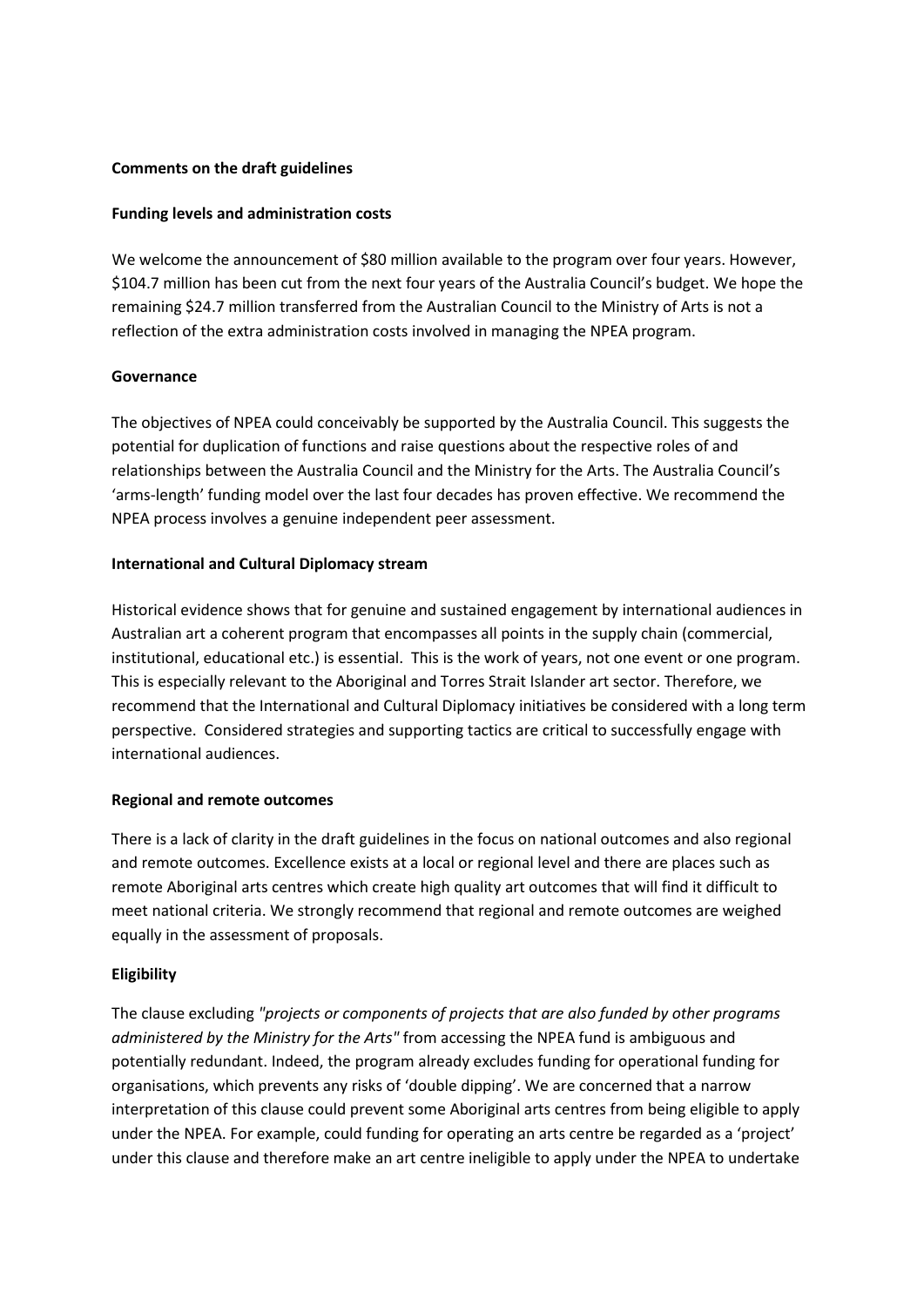**Comments on the draft guidelines**

**Funding levels and administration costs**

We welcome the announcement of $80 million available to the program over four years. However, $104.7 million has been cut from the next four years of the Australia Council's budget. We hope the remaining $24.7 million transferred from the Australian Council to the Ministry of Arts is not a reflection of the extra administration costs involved in managing the NPEA program.

**Governance**

The objectives of NPEA could conceivably be supported by the Australia Council. This suggests the potential for duplication of functions and raise questions about the respective roles of and relationships between the Australia Council and the Ministry for the Arts. The Australia Council's 'arms-length' funding model over the last four decades has proven effective. We recommend the NPEA process involves a genuine independent peer assessment.

**International and Cultural Diplomacy stream**

Historical evidence shows that for genuine and sustained engagement by international audiences in Australian art a coherent program that encompasses all points in the supply chain (commercial, institutional, educational etc.) is essential. This is the work of years, not one event or one program. This is especially relevant to the Aboriginal and Torres Strait Islander art sector. Therefore, we recommend that the International and Cultural Diplomacy initiatives be considered with a long term perspective. Considered strategies and supporting tactics are critical to successfully engage with international audiences.

**Regional and remote outcomes**

There is a lack of clarity in the draft guidelines in the focus on national outcomes and also regional and remote outcomes. Excellence exists at a local or regional level and there are places such as remote Aboriginal arts centres which create high quality art outcomes that will find it difficult to meet national criteria. We strongly recommend that regional and remote outcomes are weighed equally in the assessment of proposals.

**Eligibility**

The clause excluding *"projects or components of projects that are also funded by other programs administered by the Ministry for the Arts"* from accessing the NPEA fund is ambiguous and potentially redundant. Indeed, the program already excludes funding for operational funding for organisations, which prevents any risks of 'double dipping'. We are concerned that a narrow interpretation of this clause could prevent some Aboriginal arts centres from being eligible to apply under the NPEA. For example, could funding for operating an arts centre be regarded as a 'project' under this clause and therefore make an art centre ineligible to apply under the NPEA to undertake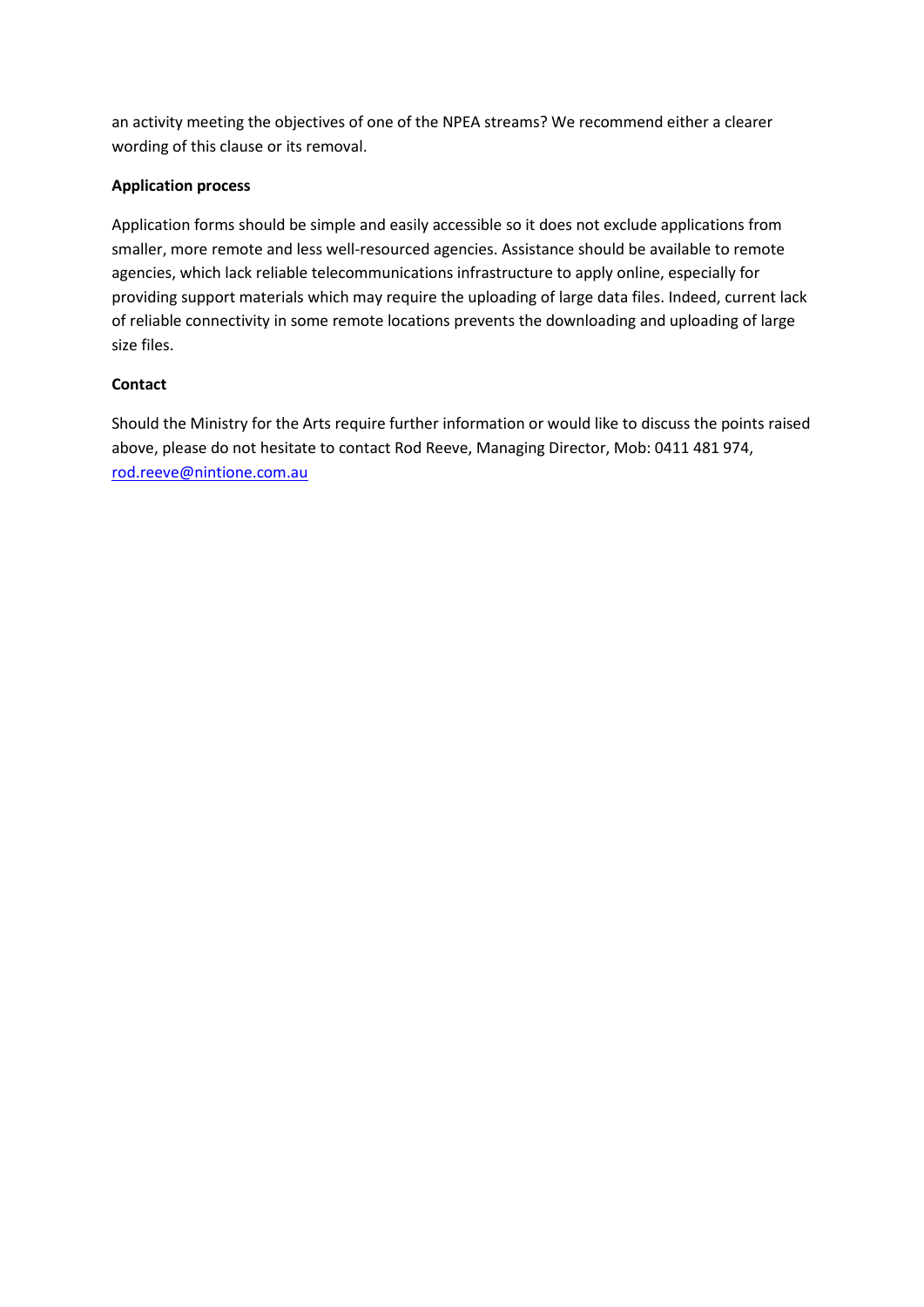an activity meeting the objectives of one of the NPEA streams? We recommend either a clearer wording of this clause or its removal.

**Application process**

Application forms should be simple and easily accessible so it does not exclude applications from smaller, more remote and less well-resourced agencies. Assistance should be available to remote agencies, which lack reliable telecommunications infrastructure to apply online, especially for providing support materials which may require the uploading of large data files. Indeed, current lack of reliable connectivity in some remote locations prevents the downloading and uploading of large size files.

**Contact**

Should the Ministry for the Arts require further information or would like to discuss the points raised above, please do not hesitate to contact Rod Reeve, Managing Director, Mob: 0411 481 974, rod.reeve@nintione.com.au